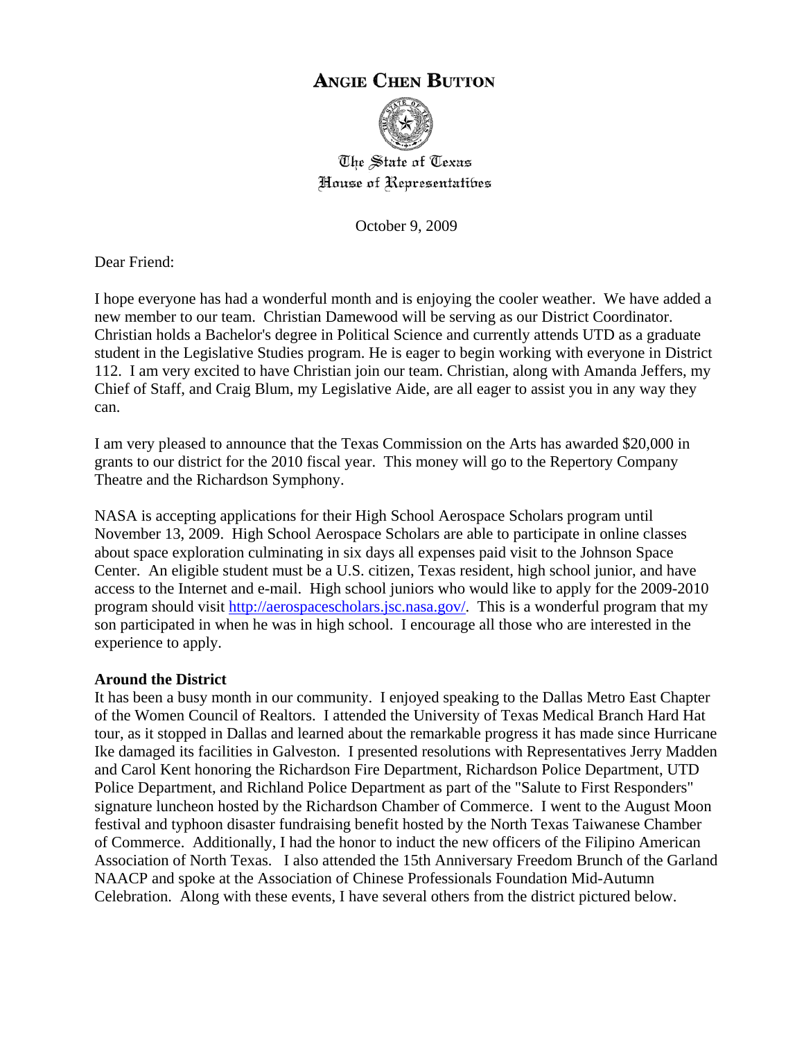# Angie Chen Button

The State of Texas
House of Representatives

October 9, 2009

Dear Friend:

I hope everyone has had a wonderful month and is enjoying the cooler weather. We have added a new member to our team. Christian Damewood will be serving as our District Coordinator. Christian holds a Bachelor's degree in Political Science and currently attends UTD as a graduate student in the Legislative Studies program. He is eager to begin working with everyone in District 112. I am very excited to have Christian join our team. Christian, along with Amanda Jeffers, my Chief of Staff, and Craig Blum, my Legislative Aide, are all eager to assist you in any way they can.

I am very pleased to announce that the Texas Commission on the Arts has awarded $20,000 in grants to our district for the 2010 fiscal year. This money will go to the Repertory Company Theatre and the Richardson Symphony.

NASA is accepting applications for their High School Aerospace Scholars program until November 13, 2009. High School Aerospace Scholars are able to participate in online classes about space exploration culminating in six days all expenses paid visit to the Johnson Space Center. An eligible student must be a U.S. citizen, Texas resident, high school junior, and have access to the Internet and e-mail. High school juniors who would like to apply for the 2009-2010 program should visit http://aerospacescholars.jsc.nasa.gov/. This is a wonderful program that my son participated in when he was in high school. I encourage all those who are interested in the experience to apply.

**Around the District**

It has been a busy month in our community. I enjoyed speaking to the Dallas Metro East Chapter of the Women Council of Realtors. I attended the University of Texas Medical Branch Hard Hat tour, as it stopped in Dallas and learned about the remarkable progress it has made since Hurricane Ike damaged its facilities in Galveston. I presented resolutions with Representatives Jerry Madden and Carol Kent honoring the Richardson Fire Department, Richardson Police Department, UTD Police Department, and Richland Police Department as part of the "Salute to First Responders" signature luncheon hosted by the Richardson Chamber of Commerce. I went to the August Moon festival and typhoon disaster fundraising benefit hosted by the North Texas Taiwanese Chamber of Commerce. Additionally, I had the honor to induct the new officers of the Filipino American Association of North Texas. I also attended the 15th Anniversary Freedom Brunch of the Garland NAACP and spoke at the Association of Chinese Professionals Foundation Mid-Autumn Celebration. Along with these events, I have several others from the district pictured below.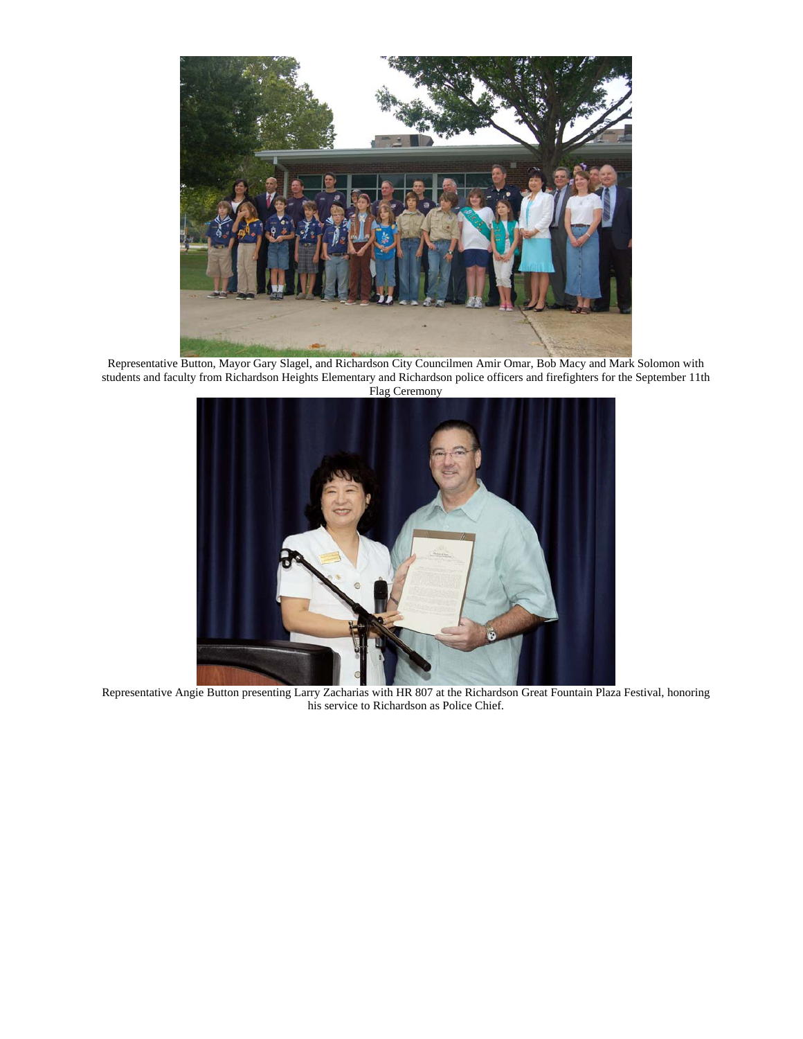Representative Button, Mayor Gary Slagel, and Richardson City Councilmen Amir Omar, Bob Macy and Mark Solomon with students and faculty from Richardson Heights Elementary and Richardson police officers and firefighters for the September 11th Flag Ceremony

Representative Angie Button presenting Larry Zacharias with HR 807 at the Richardson Great Fountain Plaza Festival, honoring his service to Richardson as Police Chief.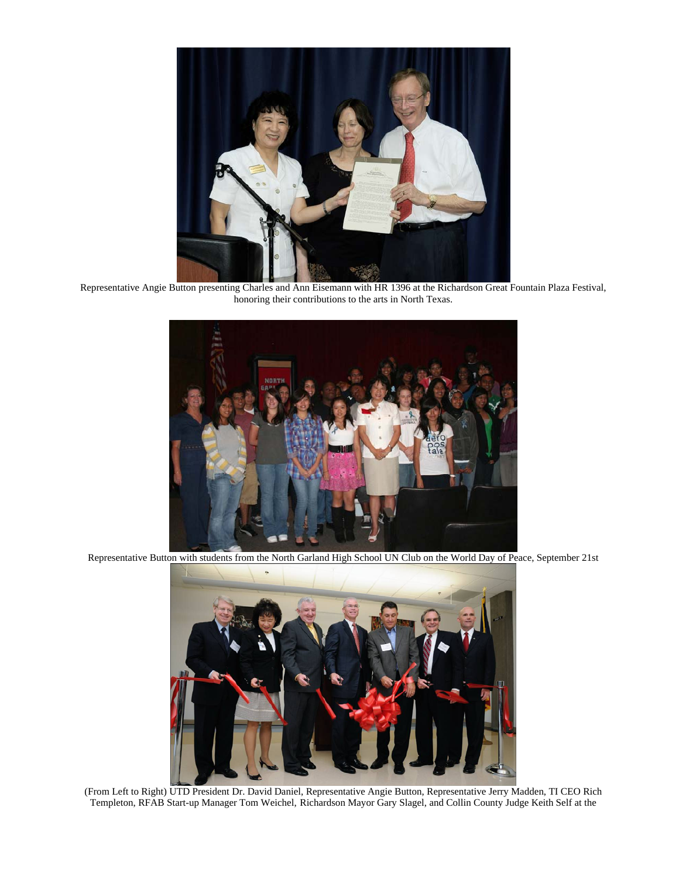Representative Angie Button presenting Charles and Ann Eisemann with HR 1396 at the Richardson Great Fountain Plaza Festival, honoring their contributions to the arts in North Texas.

Representative Button with students from the North Garland High School UN Club on the World Day of Peace, September 21st

(From Left to Right) UTD President Dr. David Daniel, Representative Angie Button, Representative Jerry Madden, TI CEO Rich Templeton, RFAB Start-up Manager Tom Weichel, Richardson Mayor Gary Slagel, and Collin County Judge Keith Self at the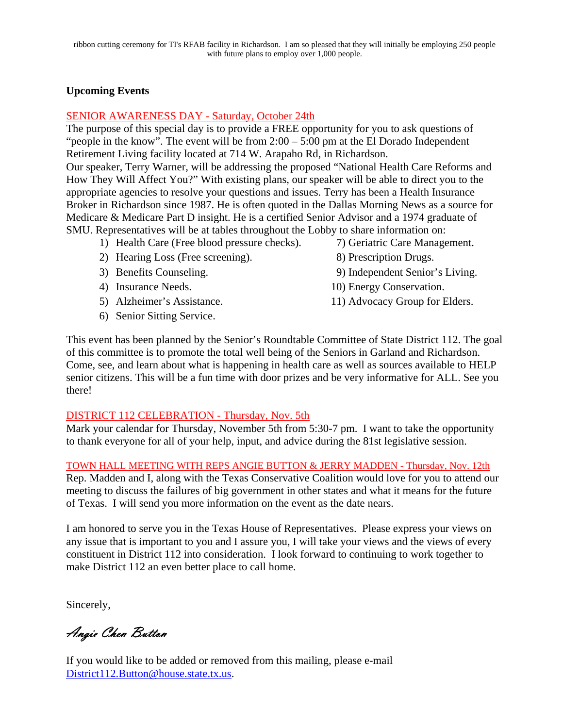ribbon cutting ceremony for TI's RFAB facility in Richardson. I am so pleased that they will initially be employing 250 people with future plans to employ over 1,000 people.

**Upcoming Events**

SENIOR AWARENESS DAY - Saturday, October 24th

The purpose of this special day is to provide a FREE opportunity for you to ask questions of "people in the know". The event will be from 2:00 – 5:00 pm at the El Dorado Independent Retirement Living facility located at 714 W. Arapaho Rd, in Richardson.
Our speaker, Terry Warner, will be addressing the proposed "National Health Care Reforms and How They Will Affect You?" With existing plans, our speaker will be able to direct you to the appropriate agencies to resolve your questions and issues. Terry has been a Health Insurance Broker in Richardson since 1987. He is often quoted in the Dallas Morning News as a source for Medicare & Medicare Part D insight. He is a certified Senior Advisor and a 1974 graduate of SMU. Representatives will be at tables throughout the Lobby to share information on:

1) Health Care (Free blood pressure checks).
2) Hearing Loss (Free screening).
3) Benefits Counseling.
4) Insurance Needs.
5) Alzheimer's Assistance.
6) Senior Sitting Service.
7) Geriatric Care Management.
8) Prescription Drugs.
9) Independent Senior's Living.
10) Energy Conservation.
11) Advocacy Group for Elders.

This event has been planned by the Senior's Roundtable Committee of State District 112. The goal of this committee is to promote the total well being of the Seniors in Garland and Richardson. Come, see, and learn about what is happening in health care as well as sources available to HELP senior citizens. This will be a fun time with door prizes and be very informative for ALL. See you there!

DISTRICT 112 CELEBRATION - Thursday, Nov. 5th

Mark your calendar for Thursday, November 5th from 5:30-7 pm. I want to take the opportunity to thank everyone for all of your help, input, and advice during the 81st legislative session.

TOWN HALL MEETING WITH REPS ANGIE BUTTON & JERRY MADDEN - Thursday, Nov. 12th

Rep. Madden and I, along with the Texas Conservative Coalition would love for you to attend our meeting to discuss the failures of big government in other states and what it means for the future of Texas. I will send you more information on the event as the date nears.

I am honored to serve you in the Texas House of Representatives. Please express your views on any issue that is important to you and I assure you, I will take your views and the views of every constituent in District 112 into consideration. I look forward to continuing to work together to make District 112 an even better place to call home.

Sincerely,

*Angie Chen Button*

If you would like to be added or removed from this mailing, please e-mail District112.Button@house.state.tx.us.